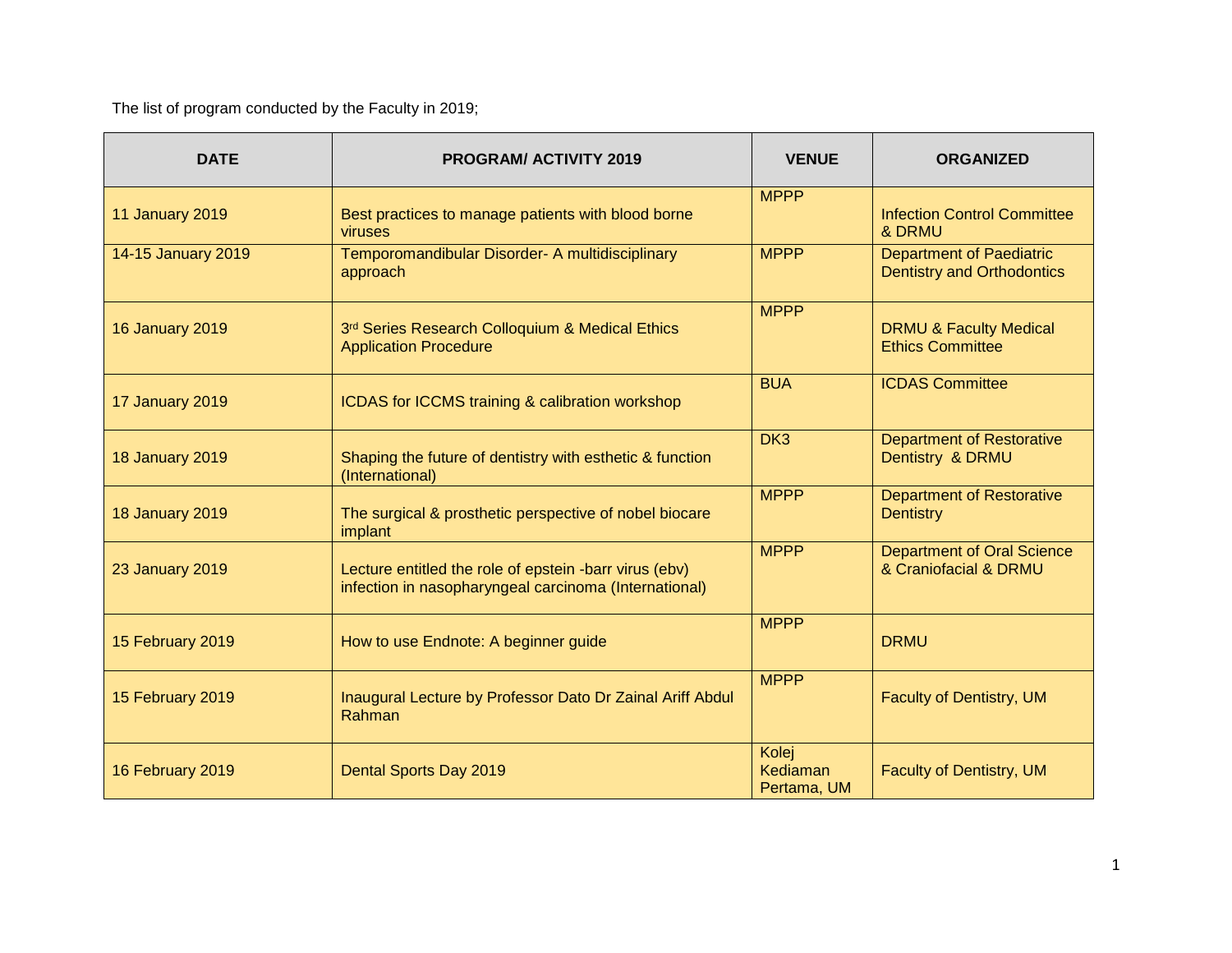The list of program conducted by the Faculty in 2019;

| DATE | PROGRAM/ ACTIVITY 2019 | VENUE | ORGANIZED |
|---|---|---|---|
| 11 January 2019 | Best practices to manage patients with blood borne viruses | MPPP | Infection Control Committee & DRMU |
| 14-15 January 2019 | Temporomandibular Disorder- A multidisciplinary approach | MPPP | Department of Paediatric Dentistry and Orthodontics |
| 16 January 2019 | 3rd Series Research Colloquium & Medical Ethics Application Procedure | MPPP | DRMU & Faculty Medical Ethics Committee |
| 17 January 2019 | ICDAS for ICCMS training & calibration workshop | BUA | ICDAS Committee |
| 18 January 2019 | Shaping the future of dentistry with esthetic & function (International) | DK3 | Department of Restorative Dentistry & DRMU |
| 18 January 2019 | The surgical & prosthetic perspective of nobel biocare implant | MPPP | Department of Restorative Dentistry |
| 23 January 2019 | Lecture entitled the role of epstein -barr virus (ebv) infection in nasopharyngeal carcinoma (International) | MPPP | Department of Oral Science & Craniofacial & DRMU |
| 15 February 2019 | How to use Endnote: A beginner guide | MPPP | DRMU |
| 15 February 2019 | Inaugural Lecture by Professor Dato Dr Zainal Ariff Abdul Rahman | MPPP | Faculty of Dentistry, UM |
| 16 February 2019 | Dental Sports Day 2019 | Kolej Kediaman Pertama, UM | Faculty of Dentistry, UM |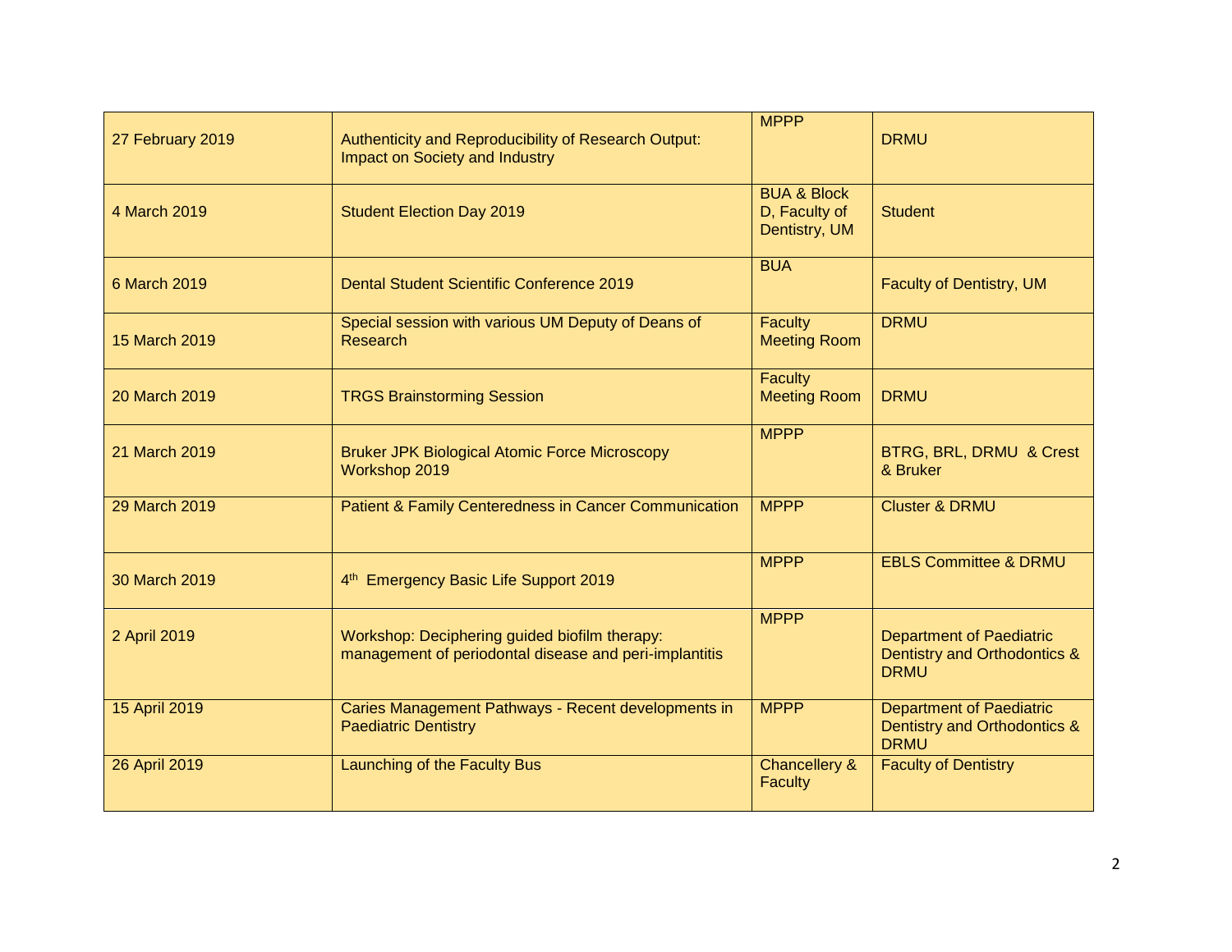| 27 February 2019 | Authenticity and Reproducibility of Research Output: Impact on Society and Industry | MPPP | DRMU |
|---|---|---|---|
| 4 March 2019 | Student Election Day 2019 | BUA & Block D, Faculty of Dentistry, UM | Student |
| 6 March 2019 | Dental Student Scientific Conference 2019 | BUA | Faculty of Dentistry, UM |
| 15 March 2019 | Special session with various UM Deputy of Deans of Research | Faculty Meeting Room | DRMU |
| 20 March 2019 | TRGS Brainstorming Session | Faculty Meeting Room | DRMU |
| 21 March 2019 | Bruker JPK Biological Atomic Force Microscopy Workshop 2019 | MPPP | BTRG, BRL, DRMU & Crest & Bruker |
| 29 March 2019 | Patient & Family Centeredness in Cancer Communication | MPPP | Cluster & DRMU |
| 30 March 2019 | 4th Emergency Basic Life Support 2019 | MPPP | EBLS Committee & DRMU |
| 2 April 2019 | Workshop: Deciphering guided biofilm therapy: management of periodontal disease and peri-implantitis | MPPP | Department of Paediatric Dentistry and Orthodontics & DRMU |
| 15 April 2019 | Caries Management Pathways - Recent developments in Paediatric Dentistry | MPPP | Department of Paediatric Dentistry and Orthodontics & DRMU |
| 26 April 2019 | Launching of the Faculty Bus | Chancellery & Faculty | Faculty of Dentistry |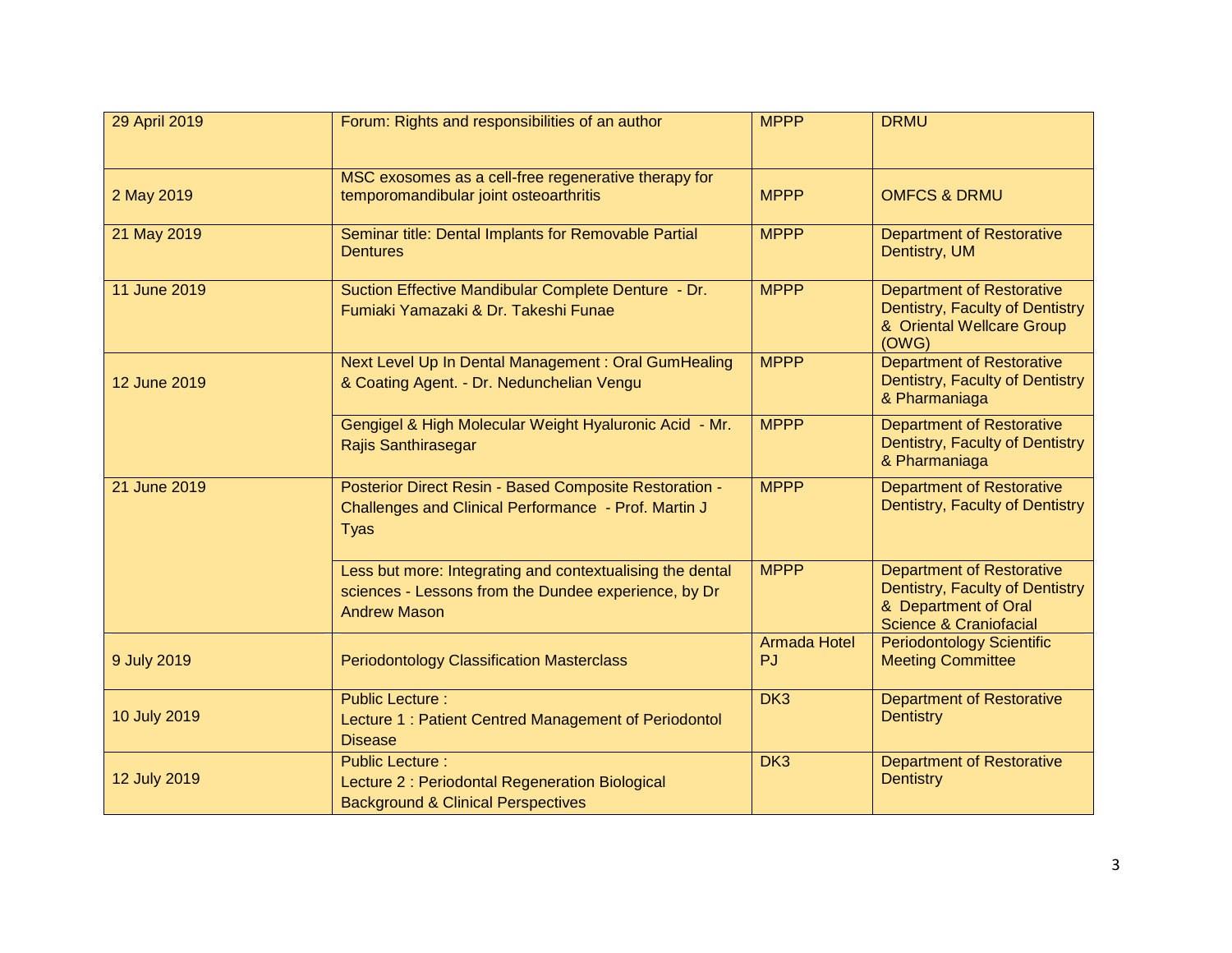| | | | |
|---|---|---|---|
| 29 April 2019 | Forum: Rights and responsibilities of an author | MPPP | DRMU |
| 2 May 2019 | MSC exosomes as a cell-free regenerative therapy for temporomandibular joint osteoarthritis | MPPP | OMFCS & DRMU |
| 21 May 2019 | Seminar title: Dental Implants for Removable Partial Dentures | MPPP | Department of Restorative Dentistry, UM |
| 11 June 2019 | Suction Effective Mandibular Complete Denture - Dr. Fumiaki Yamazaki & Dr. Takeshi Funae | MPPP | Department of Restorative Dentistry, Faculty of Dentistry & Oriental Wellcare Group (OWG) |
| 12 June 2019 | Next Level Up In Dental Management : Oral GumHealing & Coating Agent. - Dr. Nedunchelian Vengu | MPPP | Department of Restorative Dentistry, Faculty of Dentistry & Pharmaniaga |
| | Gengigel & High Molecular Weight Hyaluronic Acid - Mr. Rajis Santhirasegar | MPPP | Department of Restorative Dentistry, Faculty of Dentistry & Pharmaniaga |
| 21 June 2019 | Posterior Direct Resin - Based Composite Restoration - Challenges and Clinical Performance - Prof. Martin J Tyas | MPPP | Department of Restorative Dentistry, Faculty of Dentistry |
| | Less but more: Integrating and contextualising the dental sciences - Lessons from the Dundee experience, by Dr Andrew Mason | MPPP | Department of Restorative Dentistry, Faculty of Dentistry & Department of Oral Science & Craniofacial |
| 9 July 2019 | Periodontology Classification Masterclass | Armada Hotel PJ | Periodontology Scientific Meeting Committee |
| 10 July 2019 | Public Lecture :<br>Lecture 1 : Patient Centred Management of Periodontol Disease | DK3 | Department of Restorative Dentistry |
| 12 July 2019 | Public Lecture :<br>Lecture 2 : Periodontal Regeneration Biological Background & Clinical Perspectives | DK3 | Department of Restorative Dentistry |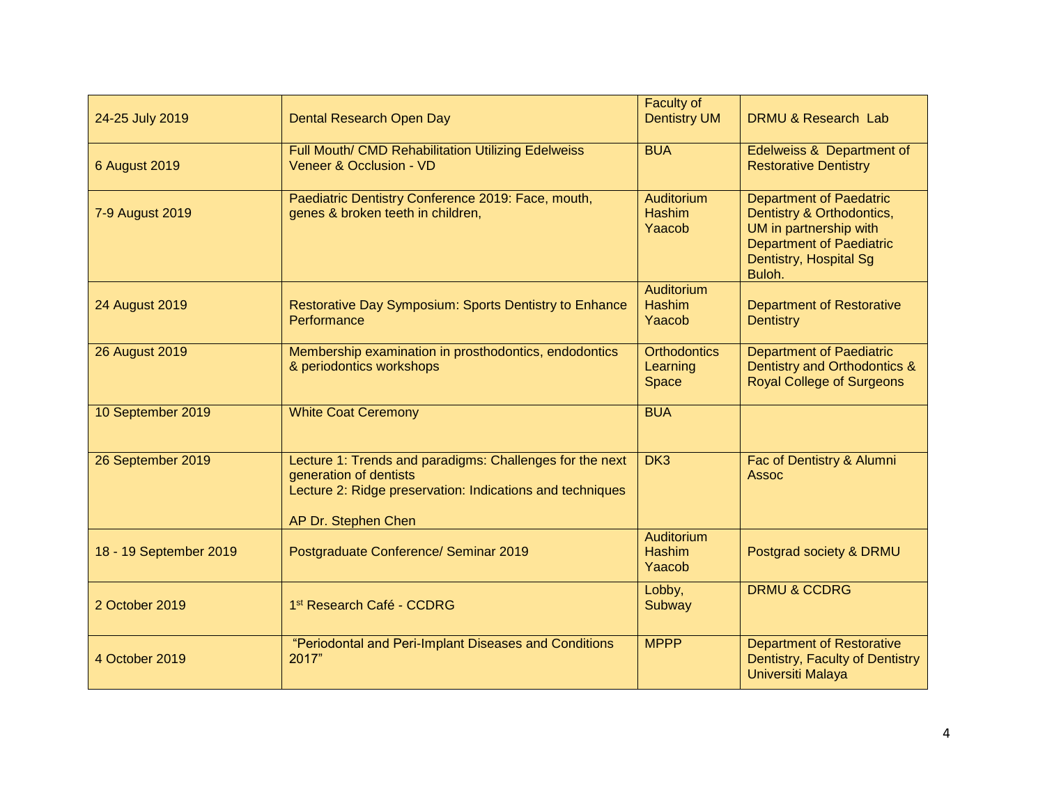| | | | |
|---|---|---|---|
| 24-25 July 2019 | Dental Research Open Day | Faculty of Dentistry UM | DRMU & Research Lab |
| 6 August 2019 | Full Mouth/ CMD Rehabilitation Utilizing Edelweiss Veneer & Occlusion - VD | BUA | Edelweiss & Department of Restorative Dentistry |
| 7-9 August 2019 | Paediatric Dentistry Conference 2019: Face, mouth, genes & broken teeth in children, | Auditorium Hashim Yaacob | Department of Paedatric Dentistry & Orthodontics, UM in partnership with Department of Paediatric Dentistry, Hospital Sg Buloh. |
| 24 August 2019 | Restorative Day Symposium: Sports Dentistry to Enhance Performance | Auditorium Hashim Yaacob | Department of Restorative Dentistry |
| 26 August 2019 | Membership examination in prosthodontics, endodontics & periodontics workshops | Orthodontics Learning Space | Department of Paediatric Dentistry and Orthodontics & Royal College of Surgeons |
| 10 September 2019 | White Coat Ceremony | BUA | |
| 26 September 2019 | Lecture 1: Trends and paradigms: Challenges for the next generation of dentists<br>Lecture 2: Ridge preservation: Indications and techniques<br><br>AP Dr. Stephen Chen | DK3 | Fac of Dentistry & Alumni Assoc |
| 18 - 19 September 2019 | Postgraduate Conference/ Seminar 2019 | Auditorium Hashim Yaacob | Postgrad society & DRMU |
| 2 October 2019 | 1st Research Café - CCDRG | Lobby, Subway | DRMU & CCDRG |
| 4 October 2019 | "Periodontal and Peri-Implant Diseases and Conditions 2017" | MPPP | Department of Restorative Dentistry, Faculty of Dentistry Universiti Malaya |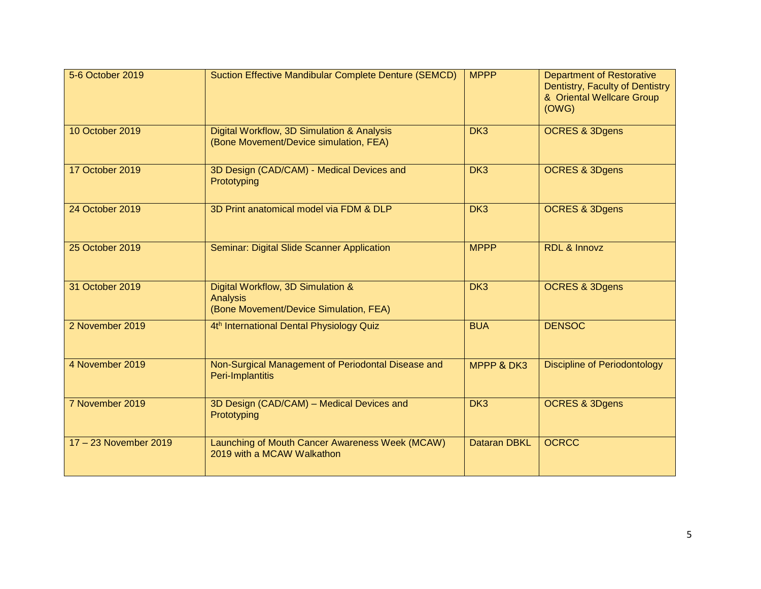| 5-6 October 2019 | Suction Effective Mandibular Complete Denture (SEMCD) | MPPP | Department of Restorative Dentistry, Faculty of Dentistry & Oriental Wellcare Group (OWG) |
|---|---|---|---|
| 10 October 2019 | Digital Workflow, 3D Simulation & Analysis (Bone Movement/Device simulation, FEA) | DK3 | OCRES & 3Dgens |
| 17 October 2019 | 3D Design (CAD/CAM) - Medical Devices and Prototyping | DK3 | OCRES & 3Dgens |
| 24 October 2019 | 3D Print anatomical model via FDM & DLP | DK3 | OCRES & 3Dgens |
| 25 October 2019 | Seminar: Digital Slide Scanner Application | MPPP | RDL & Innovz |
| 31 October 2019 | Digital Workflow, 3D Simulation & Analysis (Bone Movement/Device Simulation, FEA) | DK3 | OCRES & 3Dgens |
| 2 November 2019 | 4th International Dental Physiology Quiz | BUA | DENSOC |
| 4 November 2019 | Non-Surgical Management of Periodontal Disease and Peri-Implantitis | MPPP & DK3 | Discipline of Periodontology |
| 7 November 2019 | 3D Design (CAD/CAM) – Medical Devices and Prototyping | DK3 | OCRES & 3Dgens |
| 17 – 23 November 2019 | Launching of Mouth Cancer Awareness Week (MCAW) 2019 with a MCAW Walkathon | Dataran DBKL | OCRCC |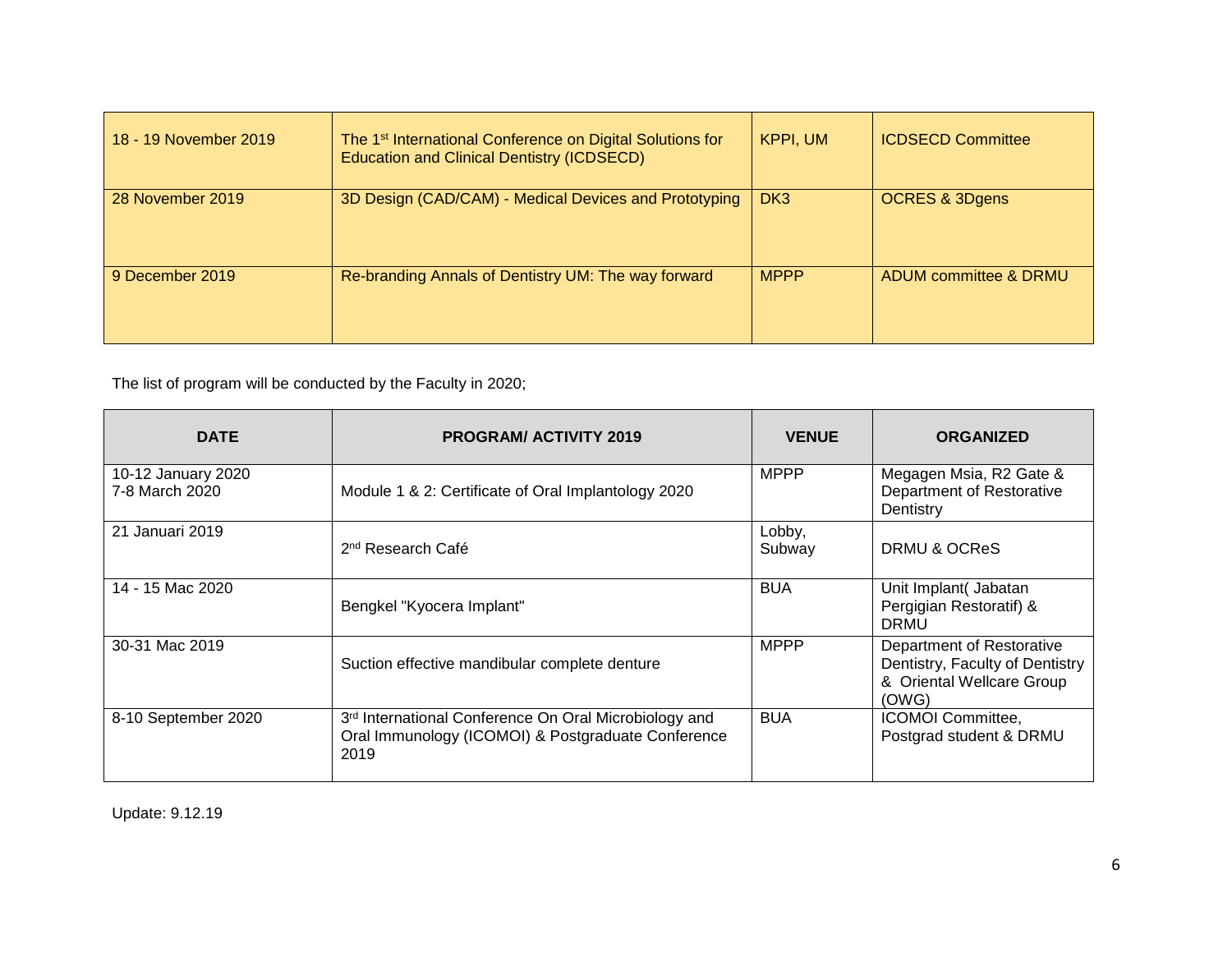| | | | |
|---|---|---|---|
| 18 - 19 November 2019 | The 1st International Conference on Digital Solutions for Education and Clinical Dentistry (ICDSECD) | KPPI, UM | ICDSECD Committee |
| 28 November 2019 | 3D Design (CAD/CAM) - Medical Devices and Prototyping | DK3 | OCRES & 3Dgens |
| 9 December 2019 | Re-branding Annals of Dentistry UM: The way forward | MPPP | ADUM committee & DRMU |

The list of program will be conducted by the Faculty in 2020;

| DATE | PROGRAM/ ACTIVITY 2019 | VENUE | ORGANIZED |
|---|---|---|---|
| 10-12 January 2020<br>7-8 March 2020 | Module 1 & 2: Certificate of Oral Implantology 2020 | MPPP | Megagen Msia, R2 Gate & Department of Restorative Dentistry |
| 21 Januari 2019 | 2nd Research Café | Lobby, Subway | DRMU & OCReS |
| 14 - 15 Mac 2020 | Bengkel "Kyocera Implant" | BUA | Unit Implant( Jabatan Pergigian Restoratif) & DRMU |
| 30-31 Mac 2019 | Suction effective mandibular complete denture | MPPP | Department of Restorative Dentistry, Faculty of Dentistry & Oriental Wellcare Group (OWG) |
| 8-10 September 2020 | 3rd International Conference On Oral Microbiology and Oral Immunology (ICOMOI) & Postgraduate Conference 2019 | BUA | ICOMOI Committee, Postgrad student & DRMU |

Update: 9.12.19